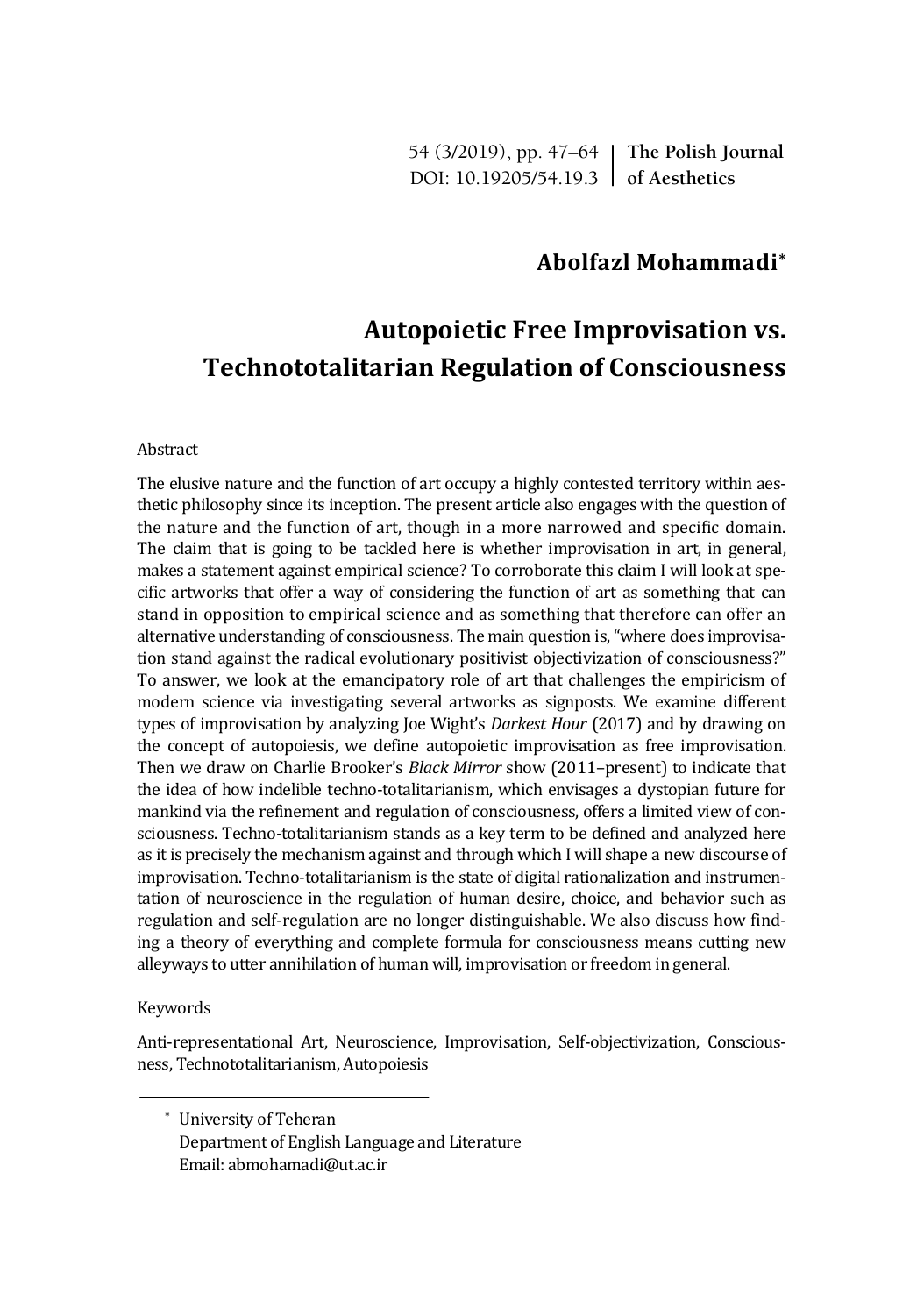**Abolfazl Mohammadi**[*]

# Autopoietic Free Improvisation vs. Technototalitarian Regulation of Consciousness

Abstract

The elusive nature and the function of art occupy a highly contested territory within aesthetic philosophy since its inception. The present article also engages with the question of the nature and the function of art, though in a more narrowed and specific domain. The claim that is going to be tackled here is whether improvisation in art, in general, makes a statement against empirical science? To corroborate this claim I will look at specific artworks that offer a way of considering the function of art as something that can stand in opposition to empirical science and as something that therefore can offer an alternative understanding of consciousness. The main question is, "where does improvisation stand against the radical evolutionary positivist objectivization of consciousness?" To answer, we look at the emancipatory role of art that challenges the empiricism of modern science via investigating several artworks as signposts. We examine different types of improvisation by analyzing Joe Wight's *Darkest Hour* (2017) and by drawing on the concept of autopoiesis, we define autopoietic improvisation as free improvisation. Then we draw on Charlie Brooker's *Black Mirror* show (2011–present) to indicate that the idea of how indelible techno-totalitarianism, which envisages a dystopian future for mankind via the refinement and regulation of consciousness, offers a limited view of consciousness. Techno-totalitarianism stands as a key term to be defined and analyzed here as it is precisely the mechanism against and through which I will shape a new discourse of improvisation. Techno-totalitarianism is the state of digital rationalization and instrumentation of neuroscience in the regulation of human desire, choice, and behavior such as regulation and self-regulation are no longer distinguishable. We also discuss how finding a theory of everything and complete formula for consciousness means cutting new alleyways to utter annihilation of human will, improvisation or freedom in general.

Keywords

Anti-representational Art, Neuroscience, Improvisation, Self-objectivization, Consciousness, Technototalitarianism, Autopoiesis

---

[*] University of Teheran
Department of English Language and Literature
Email: abmohamadi@ut.ac.ir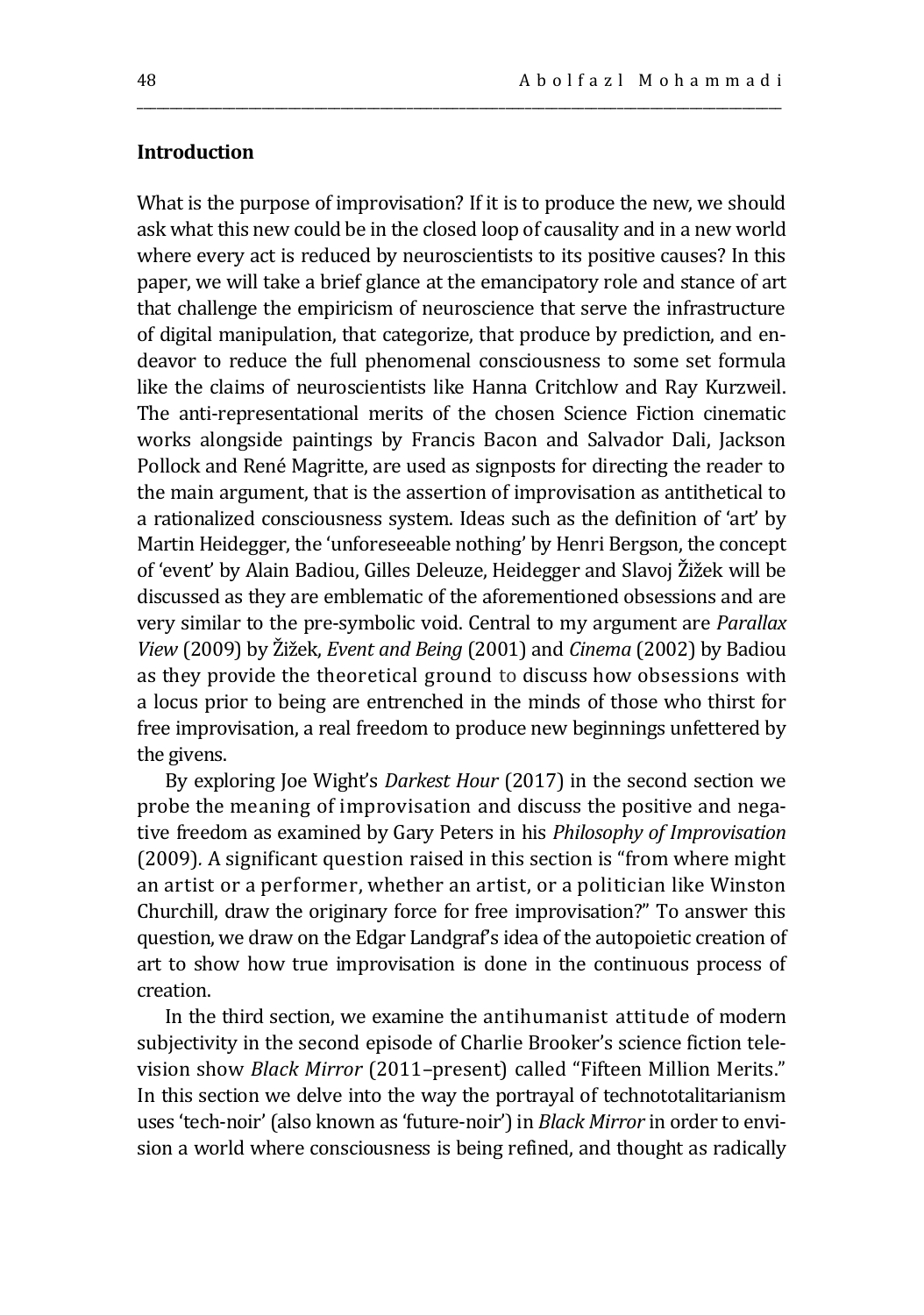**Introduction**

What is the purpose of improvisation? If it is to produce the new, we should ask what this new could be in the closed loop of causality and in a new world where every act is reduced by neuroscientists to its positive causes? In this paper, we will take a brief glance at the emancipatory role and stance of art that challenge the empiricism of neuroscience that serve the infrastructure of digital manipulation, that categorize, that produce by prediction, and endeavor to reduce the full phenomenal consciousness to some set formula like the claims of neuroscientists like Hanna Critchlow and Ray Kurzweil. The anti-representational merits of the chosen Science Fiction cinematic works alongside paintings by Francis Bacon and Salvador Dali, Jackson Pollock and René Magritte, are used as signposts for directing the reader to the main argument, that is the assertion of improvisation as antithetical to a rationalized consciousness system. Ideas such as the definition of 'art' by Martin Heidegger, the 'unforeseeable nothing' by Henri Bergson, the concept of 'event' by Alain Badiou, Gilles Deleuze, Heidegger and Slavoj Žižek will be discussed as they are emblematic of the aforementioned obsessions and are very similar to the pre-symbolic void. Central to my argument are *Parallax View* (2009) by Žižek, *Event and Being* (2001) and *Cinema* (2002) by Badiou as they provide the theoretical ground to discuss how obsessions with a locus prior to being are entrenched in the minds of those who thirst for free improvisation, a real freedom to produce new beginnings unfettered by the givens.

By exploring Joe Wight's *Darkest Hour* (2017) in the second section we probe the meaning of improvisation and discuss the positive and negative freedom as examined by Gary Peters in his *Philosophy of Improvisation* (2009). A significant question raised in this section is "from where might an artist or a performer, whether an artist, or a politician like Winston Churchill, draw the originary force for free improvisation?" To answer this question, we draw on the Edgar Landgraf's idea of the autopoietic creation of art to show how true improvisation is done in the continuous process of creation.

In the third section, we examine the antihumanist attitude of modern subjectivity in the second episode of Charlie Brooker's science fiction television show *Black Mirror* (2011–present) called "Fifteen Million Merits." In this section we delve into the way the portrayal of technototalitarianism uses 'tech-noir' (also known as 'future-noir') in *Black Mirror* in order to envision a world where consciousness is being refined, and thought as radically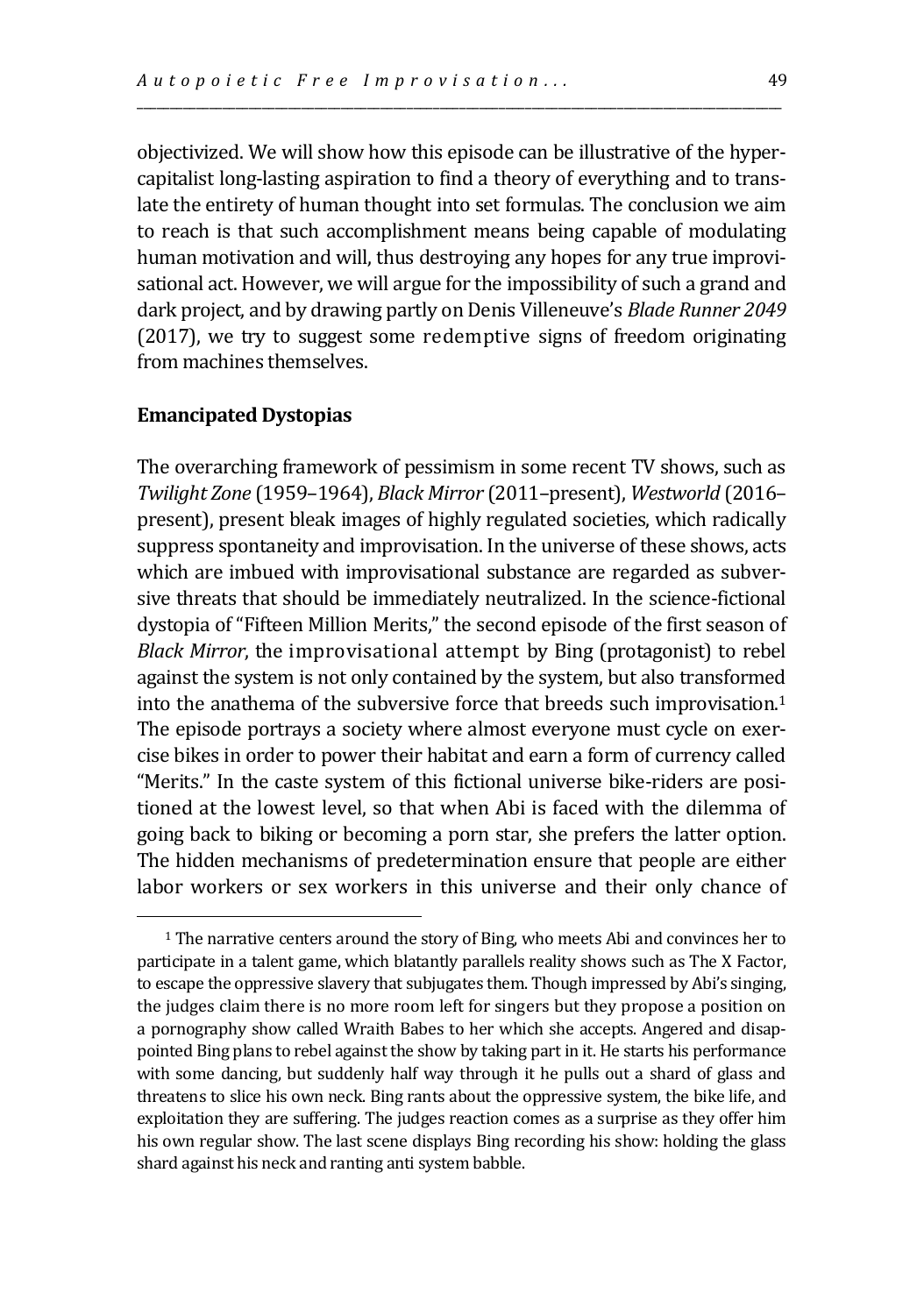objectivized. We will show how this episode can be illustrative of the hyper-capitalist long-lasting aspiration to find a theory of everything and to translate the entirety of human thought into set formulas. The conclusion we aim to reach is that such accomplishment means being capable of modulating human motivation and will, thus destroying any hopes for any true improvisational act. However, we will argue for the impossibility of such a grand and dark project, and by drawing partly on Denis Villeneuve's *Blade Runner 2049* (2017), we try to suggest some redemptive signs of freedom originating from machines themselves.

## Emancipated Dystopias

The overarching framework of pessimism in some recent TV shows, such as *Twilight Zone* (1959–1964), *Black Mirror* (2011–present), *Westworld* (2016–present), present bleak images of highly regulated societies, which radically suppress spontaneity and improvisation. In the universe of these shows, acts which are imbued with improvisational substance are regarded as subversive threats that should be immediately neutralized. In the science-fictional dystopia of "Fifteen Million Merits," the second episode of the first season of *Black Mirror*, the improvisational attempt by Bing (protagonist) to rebel against the system is not only contained by the system, but also transformed into the anathema of the subversive force that breeds such improvisation.[1] The episode portrays a society where almost everyone must cycle on exercise bikes in order to power their habitat and earn a form of currency called "Merits." In the caste system of this fictional universe bike-riders are positioned at the lowest level, so that when Abi is faced with the dilemma of going back to biking or becoming a porn star, she prefers the latter option. The hidden mechanisms of predetermination ensure that people are either labor workers or sex workers in this universe and their only chance of

---

[1] The narrative centers around the story of Bing, who meets Abi and convinces her to participate in a talent game, which blatantly parallels reality shows such as The X Factor, to escape the oppressive slavery that subjugates them. Though impressed by Abi's singing, the judges claim there is no more room left for singers but they propose a position on a pornography show called Wraith Babes to her which she accepts. Angered and disappointed Bing plans to rebel against the show by taking part in it. He starts his performance with some dancing, but suddenly half way through it he pulls out a shard of glass and threatens to slice his own neck. Bing rants about the oppressive system, the bike life, and exploitation they are suffering. The judges reaction comes as a surprise as they offer him his own regular show. The last scene displays Bing recording his show: holding the glass shard against his neck and ranting anti system babble.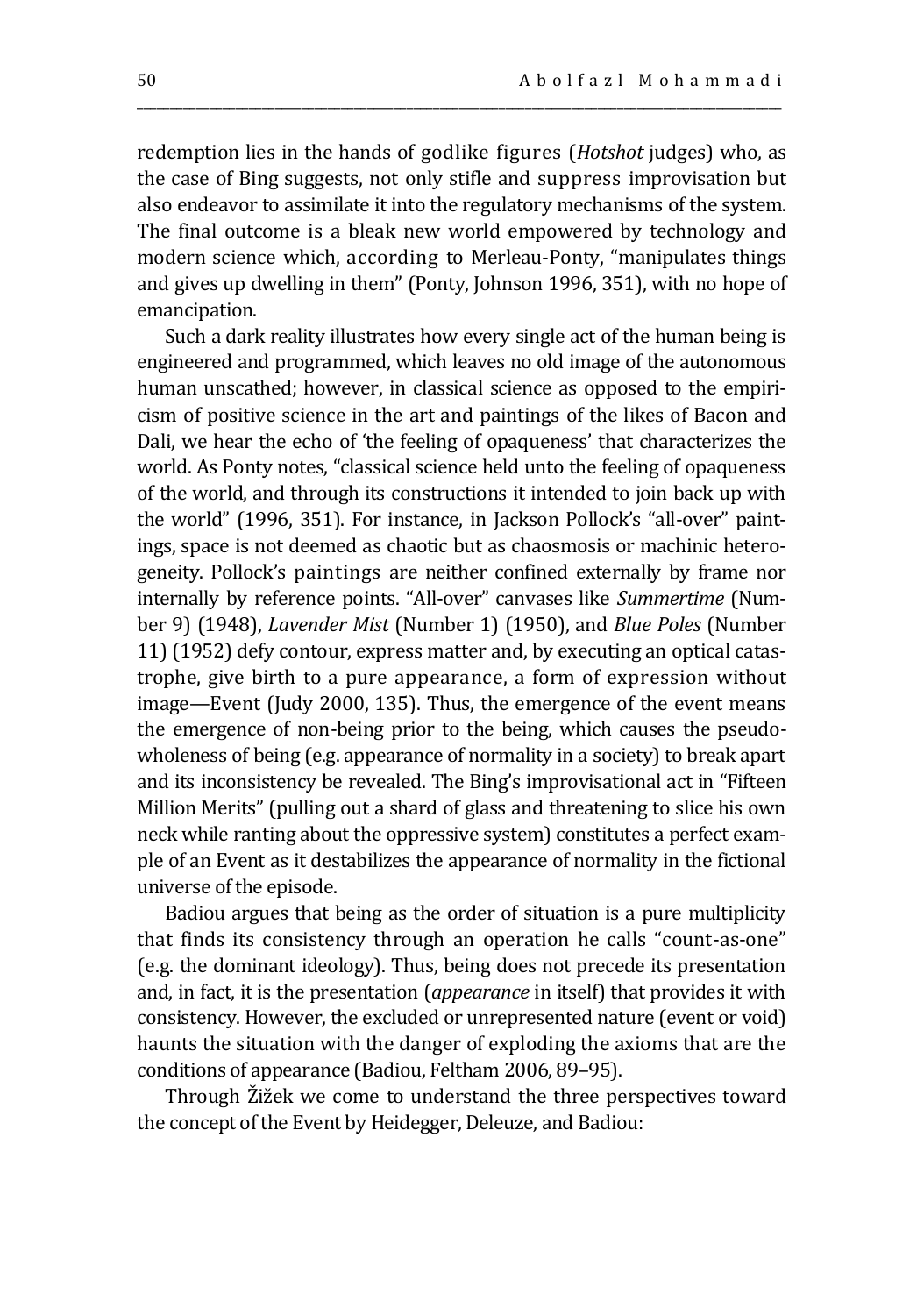redemption lies in the hands of godlike figures (*Hotshot* judges) who, as the case of Bing suggests, not only stifle and suppress improvisation but also endeavor to assimilate it into the regulatory mechanisms of the system. The final outcome is a bleak new world empowered by technology and modern science which, according to Merleau-Ponty, "manipulates things and gives up dwelling in them" (Ponty, Johnson 1996, 351), with no hope of emancipation.

Such a dark reality illustrates how every single act of the human being is engineered and programmed, which leaves no old image of the autonomous human unscathed; however, in classical science as opposed to the empiricism of positive science in the art and paintings of the likes of Bacon and Dali, we hear the echo of 'the feeling of opaqueness' that characterizes the world. As Ponty notes, "classical science held unto the feeling of opaqueness of the world, and through its constructions it intended to join back up with the world" (1996, 351). For instance, in Jackson Pollock's "all-over" paintings, space is not deemed as chaotic but as chaosmosis or machinic heterogeneity. Pollock's paintings are neither confined externally by frame nor internally by reference points. "All-over" canvases like *Summertime* (Number 9) (1948), *Lavender Mist* (Number 1) (1950), and *Blue Poles* (Number 11) (1952) defy contour, express matter and, by executing an optical catastrophe, give birth to a pure appearance, a form of expression without image—Event (Judy 2000, 135). Thus, the emergence of the event means the emergence of non-being prior to the being, which causes the pseudo-wholeness of being (e.g. appearance of normality in a society) to break apart and its inconsistency be revealed. The Bing's improvisational act in "Fifteen Million Merits" (pulling out a shard of glass and threatening to slice his own neck while ranting about the oppressive system) constitutes a perfect example of an Event as it destabilizes the appearance of normality in the fictional universe of the episode.

Badiou argues that being as the order of situation is a pure multiplicity that finds its consistency through an operation he calls "count-as-one" (e.g. the dominant ideology). Thus, being does not precede its presentation and, in fact, it is the presentation (*appearance* in itself) that provides it with consistency. However, the excluded or unrepresented nature (event or void) haunts the situation with the danger of exploding the axioms that are the conditions of appearance (Badiou, Feltham 2006, 89–95).

Through Žižek we come to understand the three perspectives toward the concept of the Event by Heidegger, Deleuze, and Badiou: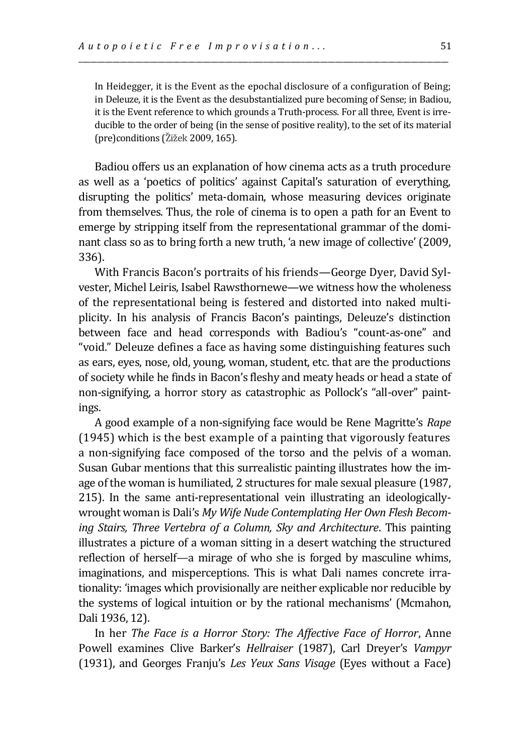> In Heidegger, it is the Event as the epochal disclosure of a configuration of Being; in Deleuze, it is the Event as the desubstantialized pure becoming of Sense; in Badiou, it is the Event reference to which grounds a Truth-process. For all three, Event is irreducible to the order of being (in the sense of positive reality), to the set of its material (pre)conditions (Žižek 2009, 165).

Badiou offers us an explanation of how cinema acts as a truth procedure as well as a 'poetics of politics' against Capital's saturation of everything, disrupting the politics' meta-domain, whose measuring devices originate from themselves. Thus, the role of cinema is to open a path for an Event to emerge by stripping itself from the representational grammar of the dominant class so as to bring forth a new truth, 'a new image of collective' (2009, 336).

With Francis Bacon's portraits of his friends—George Dyer, David Sylvester, Michel Leiris, Isabel Rawsthornewe—we witness how the wholeness of the representational being is festered and distorted into naked multiplicity. In his analysis of Francis Bacon's paintings, Deleuze's distinction between face and head corresponds with Badiou's "count-as-one" and "void." Deleuze defines a face as having some distinguishing features such as ears, eyes, nose, old, young, woman, student, etc. that are the productions of society while he finds in Bacon's fleshy and meaty heads or head a state of non-signifying, a horror story as catastrophic as Pollock's "all-over" paintings.

A good example of a non-signifying face would be Rene Magritte's *Rape* (1945) which is the best example of a painting that vigorously features a non-signifying face composed of the torso and the pelvis of a woman. Susan Gubar mentions that this surrealistic painting illustrates how the image of the woman is humiliated, 2 structures for male sexual pleasure (1987, 215). In the same anti-representational vein illustrating an ideologically-wrought woman is Dali's *My Wife Nude Contemplating Her Own Flesh Becoming Stairs, Three Vertebra of a Column, Sky and Architecture*. This painting illustrates a picture of a woman sitting in a desert watching the structured reflection of herself—a mirage of who she is forged by masculine whims, imaginations, and misperceptions. This is what Dali names concrete irrationality: 'images which provisionally are neither explicable nor reducible by the systems of logical intuition or by the rational mechanisms' (Mcmahon, Dali 1936, 12).

In her *The Face is a Horror Story: The Affective Face of Horror*, Anne Powell examines Clive Barker's *Hellraiser* (1987), Carl Dreyer's *Vampyr* (1931), and Georges Franju's *Les Yeux Sans Visage* (Eyes without a Face)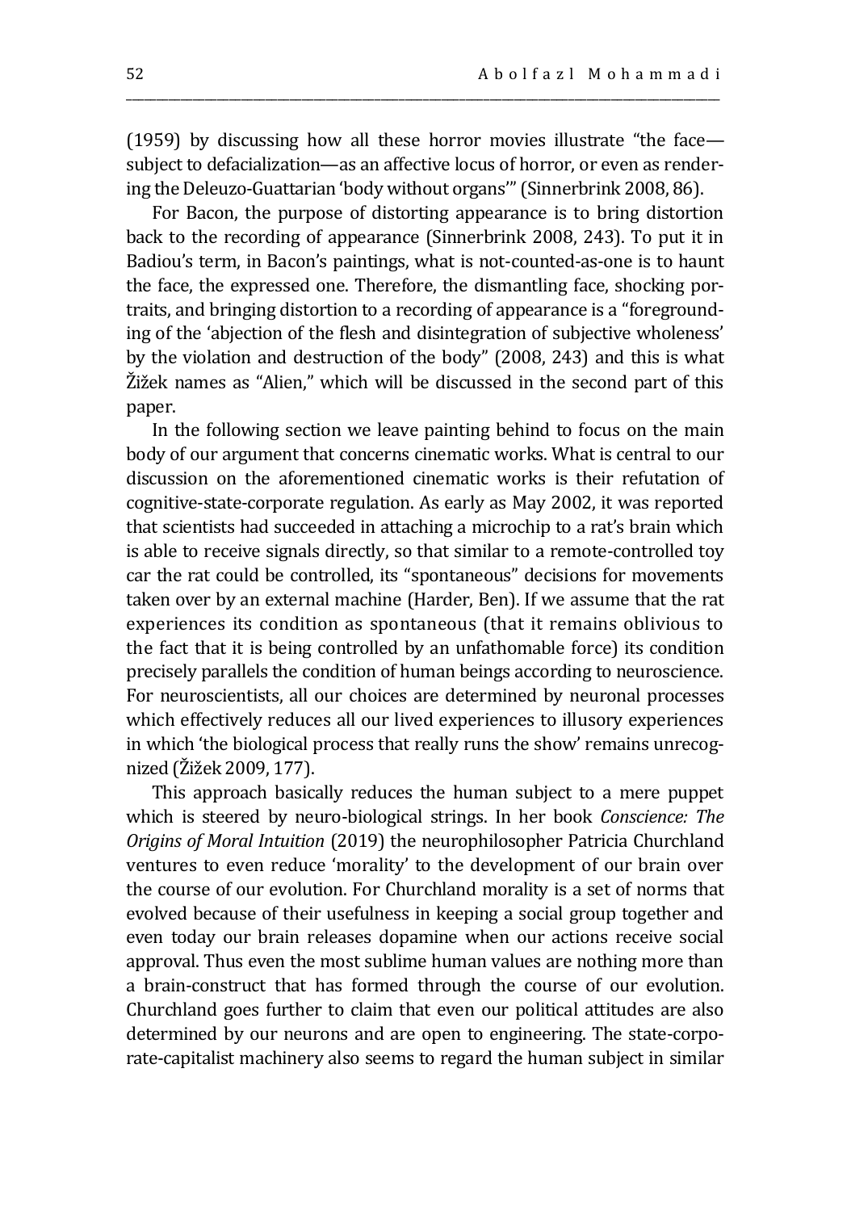(1959) by discussing how all these horror movies illustrate "the face—subject to defacialization—as an affective locus of horror, or even as rendering the Deleuzo-Guattarian 'body without organs'" (Sinnerbrink 2008, 86).

For Bacon, the purpose of distorting appearance is to bring distortion back to the recording of appearance (Sinnerbrink 2008, 243). To put it in Badiou's term, in Bacon's paintings, what is not-counted-as-one is to haunt the face, the expressed one. Therefore, the dismantling face, shocking portraits, and bringing distortion to a recording of appearance is a "foregrounding of the 'abjection of the flesh and disintegration of subjective wholeness' by the violation and destruction of the body" (2008, 243) and this is what Žižek names as "Alien," which will be discussed in the second part of this paper.

In the following section we leave painting behind to focus on the main body of our argument that concerns cinematic works. What is central to our discussion on the aforementioned cinematic works is their refutation of cognitive-state-corporate regulation. As early as May 2002, it was reported that scientists had succeeded in attaching a microchip to a rat's brain which is able to receive signals directly, so that similar to a remote-controlled toy car the rat could be controlled, its "spontaneous" decisions for movements taken over by an external machine (Harder, Ben). If we assume that the rat experiences its condition as spontaneous (that it remains oblivious to the fact that it is being controlled by an unfathomable force) its condition precisely parallels the condition of human beings according to neuroscience. For neuroscientists, all our choices are determined by neuronal processes which effectively reduces all our lived experiences to illusory experiences in which 'the biological process that really runs the show' remains unrecognized (Žižek 2009, 177).

This approach basically reduces the human subject to a mere puppet which is steered by neuro-biological strings. In her book *Conscience: The Origins of Moral Intuition* (2019) the neurophilosopher Patricia Churchland ventures to even reduce 'morality' to the development of our brain over the course of our evolution. For Churchland morality is a set of norms that evolved because of their usefulness in keeping a social group together and even today our brain releases dopamine when our actions receive social approval. Thus even the most sublime human values are nothing more than a brain-construct that has formed through the course of our evolution. Churchland goes further to claim that even our political attitudes are also determined by our neurons and are open to engineering. The state-corporate-capitalist machinery also seems to regard the human subject in similar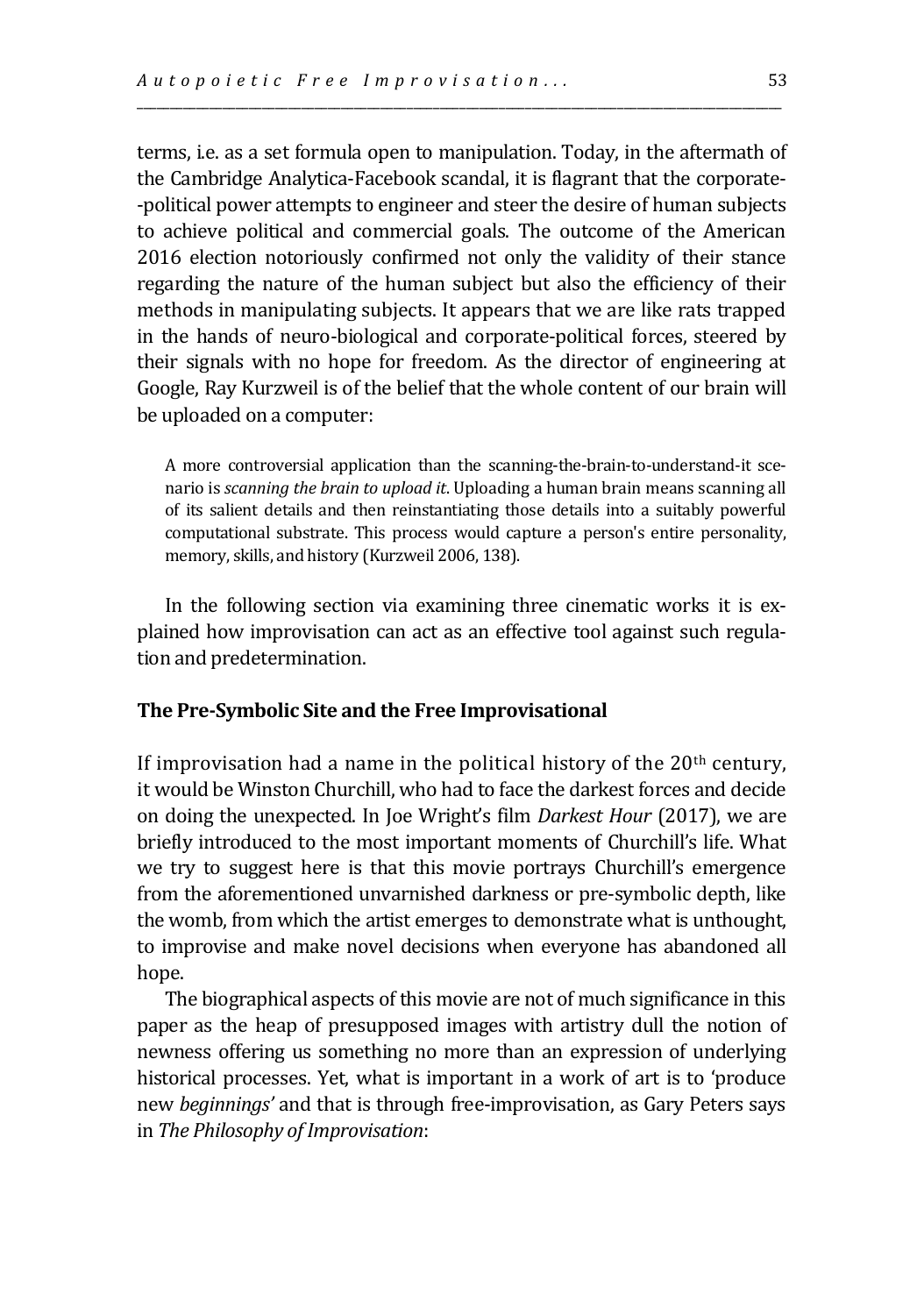terms, i.e. as a set formula open to manipulation. Today, in the aftermath of the Cambridge Analytica-Facebook scandal, it is flagrant that the corporate-political power attempts to engineer and steer the desire of human subjects to achieve political and commercial goals. The outcome of the American 2016 election notoriously confirmed not only the validity of their stance regarding the nature of the human subject but also the efficiency of their methods in manipulating subjects. It appears that we are like rats trapped in the hands of neuro-biological and corporate-political forces, steered by their signals with no hope for freedom. As the director of engineering at Google, Ray Kurzweil is of the belief that the whole content of our brain will be uploaded on a computer:

> A more controversial application than the scanning-the-brain-to-understand-it scenario is *scanning the brain to upload it*. Uploading a human brain means scanning all of its salient details and then reinstantiating those details into a suitably powerful computational substrate. This process would capture a person's entire personality, memory, skills, and history (Kurzweil 2006, 138).

In the following section via examining three cinematic works it is explained how improvisation can act as an effective tool against such regulation and predetermination.

### The Pre-Symbolic Site and the Free Improvisational

If improvisation had a name in the political history of the 20th century, it would be Winston Churchill, who had to face the darkest forces and decide on doing the unexpected. In Joe Wright's film *Darkest Hour* (2017), we are briefly introduced to the most important moments of Churchill's life. What we try to suggest here is that this movie portrays Churchill's emergence from the aforementioned unvarnished darkness or pre-symbolic depth, like the womb, from which the artist emerges to demonstrate what is unthought, to improvise and make novel decisions when everyone has abandoned all hope.

The biographical aspects of this movie are not of much significance in this paper as the heap of presupposed images with artistry dull the notion of newness offering us something no more than an expression of underlying historical processes. Yet, what is important in a work of art is to 'produce new *beginnings*' and that is through free-improvisation, as Gary Peters says in *The Philosophy of Improvisation*: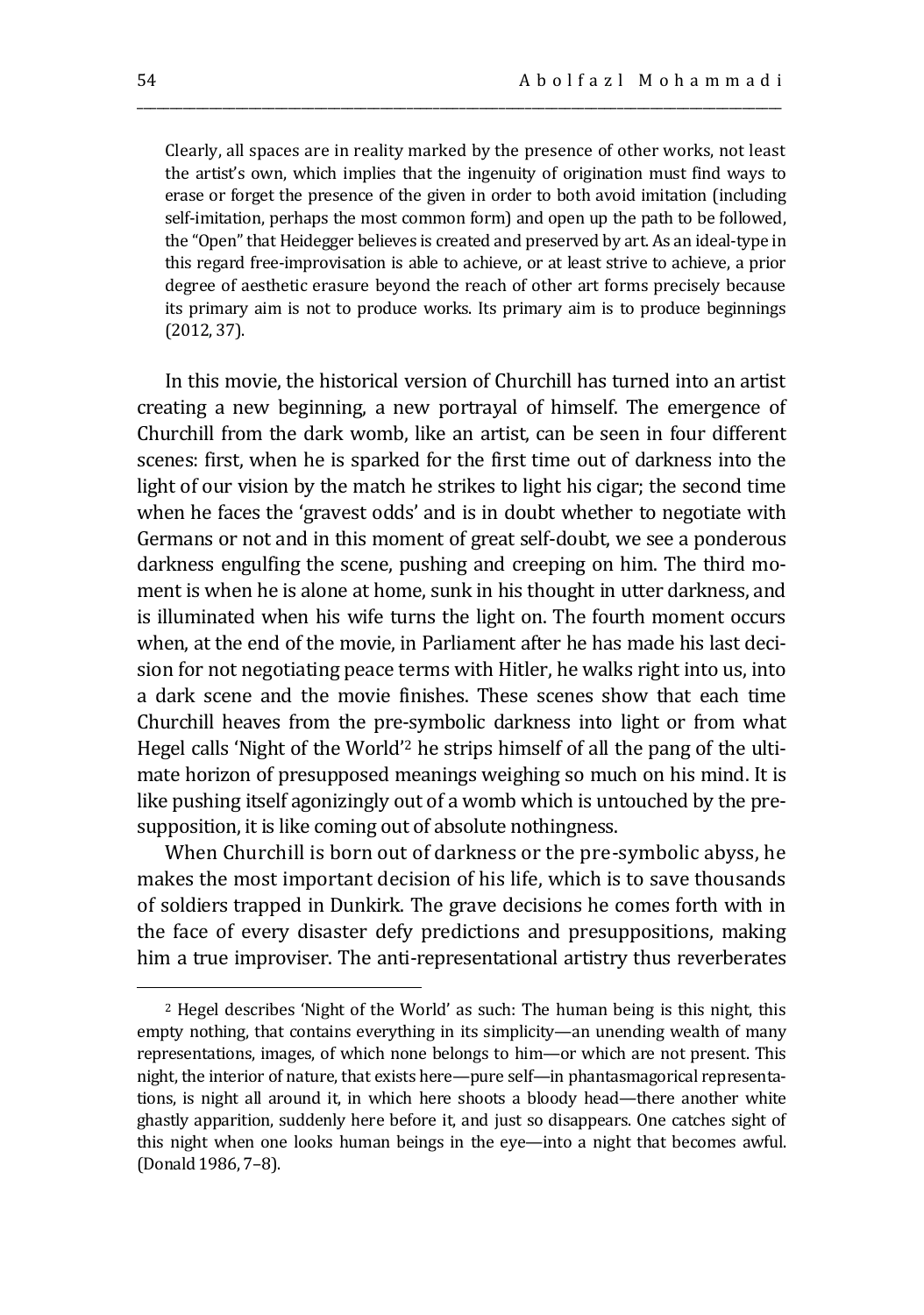> Clearly, all spaces are in reality marked by the presence of other works, not least the artist's own, which implies that the ingenuity of origination must find ways to erase or forget the presence of the given in order to both avoid imitation (including self-imitation, perhaps the most common form) and open up the path to be followed, the "Open" that Heidegger believes is created and preserved by art. As an ideal-type in this regard free-improvisation is able to achieve, or at least strive to achieve, a prior degree of aesthetic erasure beyond the reach of other art forms precisely because its primary aim is not to produce works. Its primary aim is to produce beginnings (2012, 37).

In this movie, the historical version of Churchill has turned into an artist creating a new beginning, a new portrayal of himself. The emergence of Churchill from the dark womb, like an artist, can be seen in four different scenes: first, when he is sparked for the first time out of darkness into the light of our vision by the match he strikes to light his cigar; the second time when he faces the 'gravest odds' and is in doubt whether to negotiate with Germans or not and in this moment of great self-doubt, we see a ponderous darkness engulfing the scene, pushing and creeping on him. The third moment is when he is alone at home, sunk in his thought in utter darkness, and is illuminated when his wife turns the light on. The fourth moment occurs when, at the end of the movie, in Parliament after he has made his last decision for not negotiating peace terms with Hitler, he walks right into us, into a dark scene and the movie finishes. These scenes show that each time Churchill heaves from the pre-symbolic darkness into light or from what Hegel calls 'Night of the World'[2] he strips himself of all the pang of the ultimate horizon of presupposed meanings weighing so much on his mind. It is like pushing itself agonizingly out of a womb which is untouched by the presupposition, it is like coming out of absolute nothingness.

When Churchill is born out of darkness or the pre-symbolic abyss, he makes the most important decision of his life, which is to save thousands of soldiers trapped in Dunkirk. The grave decisions he comes forth with in the face of every disaster defy predictions and presuppositions, making him a true improviser. The anti-representational artistry thus reverberates

---

[2] Hegel describes 'Night of the World' as such: The human being is this night, this empty nothing, that contains everything in its simplicity—an unending wealth of many representations, images, of which none belongs to him—or which are not present. This night, the interior of nature, that exists here—pure self—in phantasmagorical representations, is night all around it, in which here shoots a bloody head—there another white ghastly apparition, suddenly here before it, and just so disappears. One catches sight of this night when one looks human beings in the eye—into a night that becomes awful. (Donald 1986, 7–8).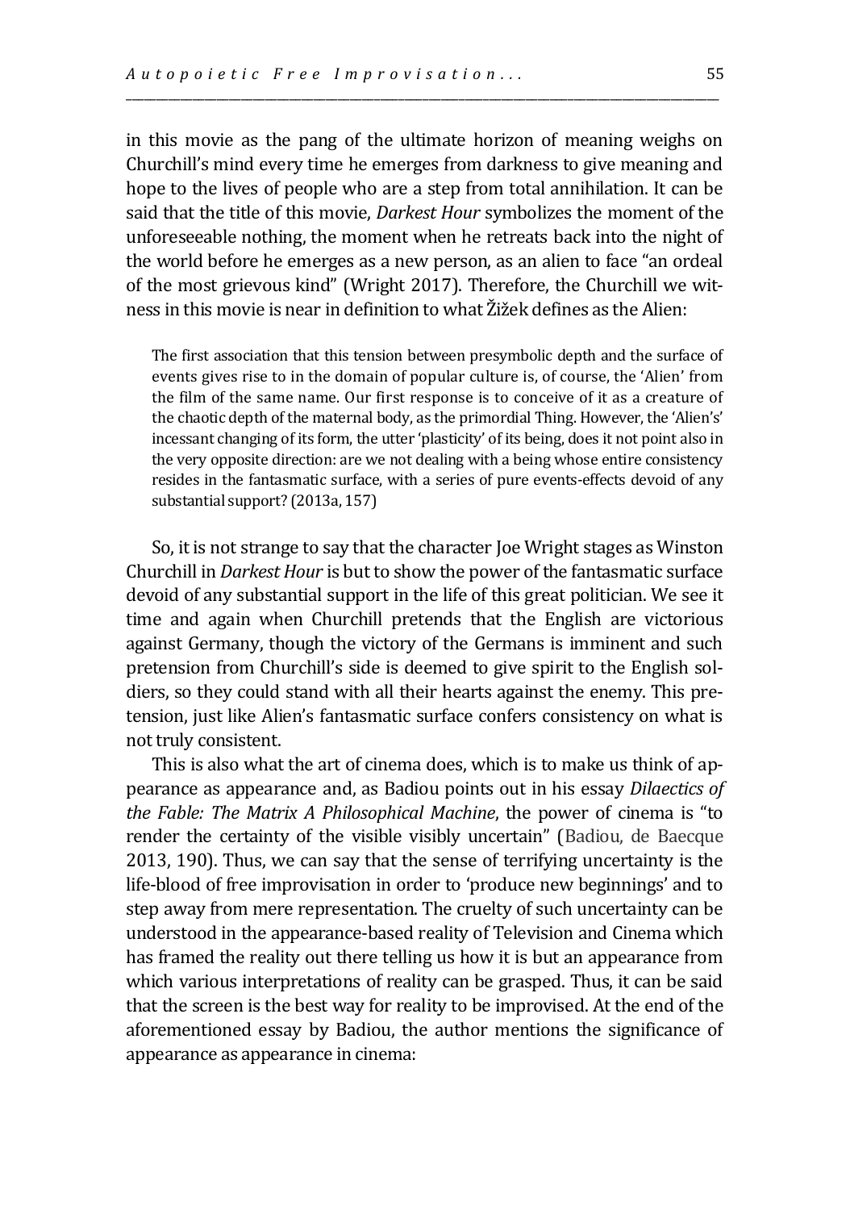in this movie as the pang of the ultimate horizon of meaning weighs on Churchill's mind every time he emerges from darkness to give meaning and hope to the lives of people who are a step from total annihilation. It can be said that the title of this movie, *Darkest Hour* symbolizes the moment of the unforeseeable nothing, the moment when he retreats back into the night of the world before he emerges as a new person, as an alien to face "an ordeal of the most grievous kind" (Wright 2017). Therefore, the Churchill we witness in this movie is near in definition to what Žižek defines as the Alien:

> The first association that this tension between presymbolic depth and the surface of events gives rise to in the domain of popular culture is, of course, the 'Alien' from the film of the same name. Our first response is to conceive of it as a creature of the chaotic depth of the maternal body, as the primordial Thing. However, the 'Alien's' incessant changing of its form, the utter 'plasticity' of its being, does it not point also in the very opposite direction: are we not dealing with a being whose entire consistency resides in the fantasmatic surface, with a series of pure events-effects devoid of any substantial support? (2013a, 157)

So, it is not strange to say that the character Joe Wright stages as Winston Churchill in *Darkest Hour* is but to show the power of the fantasmatic surface devoid of any substantial support in the life of this great politician. We see it time and again when Churchill pretends that the English are victorious against Germany, though the victory of the Germans is imminent and such pretension from Churchill's side is deemed to give spirit to the English soldiers, so they could stand with all their hearts against the enemy. This pretension, just like Alien's fantasmatic surface confers consistency on what is not truly consistent.

This is also what the art of cinema does, which is to make us think of appearance as appearance and, as Badiou points out in his essay *Dilaectics of the Fable: The Matrix A Philosophical Machine*, the power of cinema is "to render the certainty of the visible visibly uncertain" (Badiou, de Baecque 2013, 190). Thus, we can say that the sense of terrifying uncertainty is the life-blood of free improvisation in order to 'produce new beginnings' and to step away from mere representation. The cruelty of such uncertainty can be understood in the appearance-based reality of Television and Cinema which has framed the reality out there telling us how it is but an appearance from which various interpretations of reality can be grasped. Thus, it can be said that the screen is the best way for reality to be improvised. At the end of the aforementioned essay by Badiou, the author mentions the significance of appearance as appearance in cinema: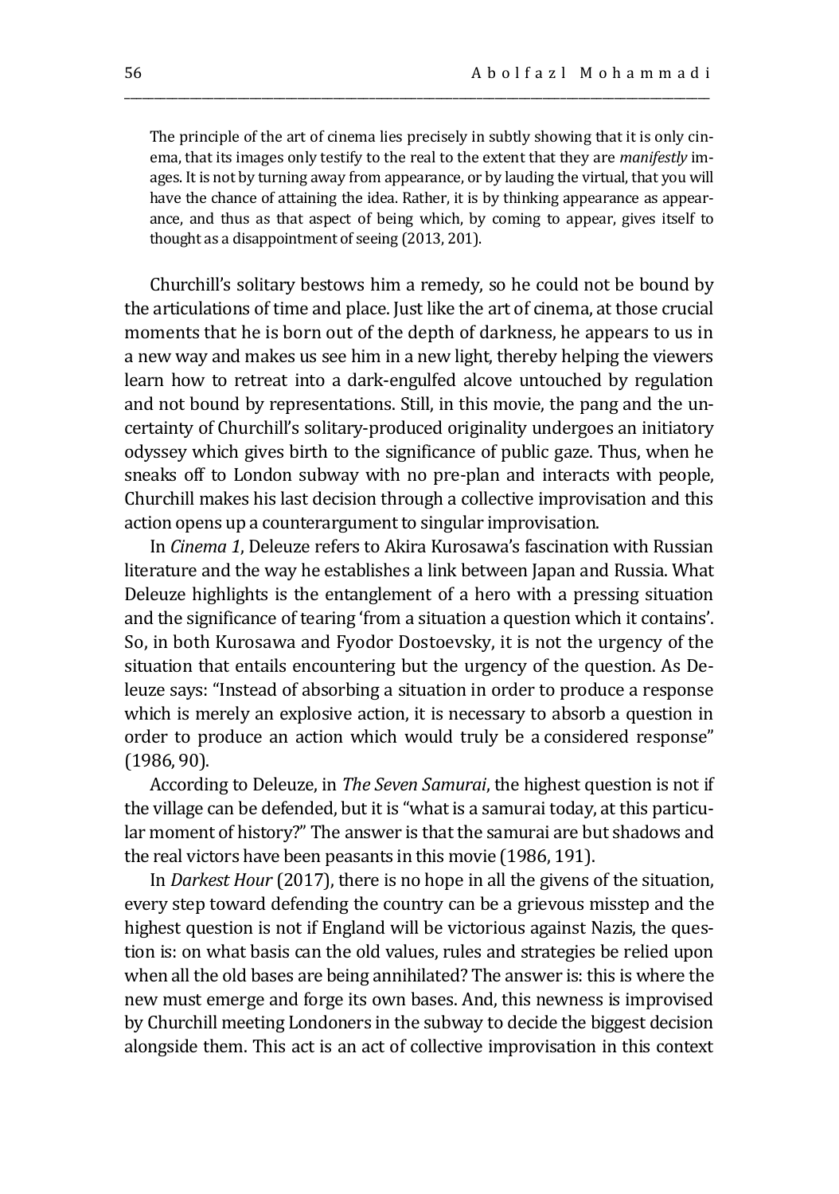> The principle of the art of cinema lies precisely in subtly showing that it is only cinema, that its images only testify to the real to the extent that they are *manifestly* images. It is not by turning away from appearance, or by lauding the virtual, that you will have the chance of attaining the idea. Rather, it is by thinking appearance as appearance, and thus as that aspect of being which, by coming to appear, gives itself to thought as a disappointment of seeing (2013, 201).

Churchill's solitary bestows him a remedy, so he could not be bound by the articulations of time and place. Just like the art of cinema, at those crucial moments that he is born out of the depth of darkness, he appears to us in a new way and makes us see him in a new light, thereby helping the viewers learn how to retreat into a dark-engulfed alcove untouched by regulation and not bound by representations. Still, in this movie, the pang and the uncertainty of Churchill's solitary-produced originality undergoes an initiatory odyssey which gives birth to the significance of public gaze. Thus, when he sneaks off to London subway with no pre-plan and interacts with people, Churchill makes his last decision through a collective improvisation and this action opens up a counterargument to singular improvisation.

In *Cinema 1*, Deleuze refers to Akira Kurosawa's fascination with Russian literature and the way he establishes a link between Japan and Russia. What Deleuze highlights is the entanglement of a hero with a pressing situation and the significance of tearing 'from a situation a question which it contains'. So, in both Kurosawa and Fyodor Dostoevsky, it is not the urgency of the situation that entails encountering but the urgency of the question. As Deleuze says: "Instead of absorbing a situation in order to produce a response which is merely an explosive action, it is necessary to absorb a question in order to produce an action which would truly be a considered response" (1986, 90).

According to Deleuze, in *The Seven Samurai*, the highest question is not if the village can be defended, but it is "what is a samurai today, at this particular moment of history?" The answer is that the samurai are but shadows and the real victors have been peasants in this movie (1986, 191).

In *Darkest Hour* (2017), there is no hope in all the givens of the situation, every step toward defending the country can be a grievous misstep and the highest question is not if England will be victorious against Nazis, the question is: on what basis can the old values, rules and strategies be relied upon when all the old bases are being annihilated? The answer is: this is where the new must emerge and forge its own bases. And, this newness is improvised by Churchill meeting Londoners in the subway to decide the biggest decision alongside them. This act is an act of collective improvisation in this context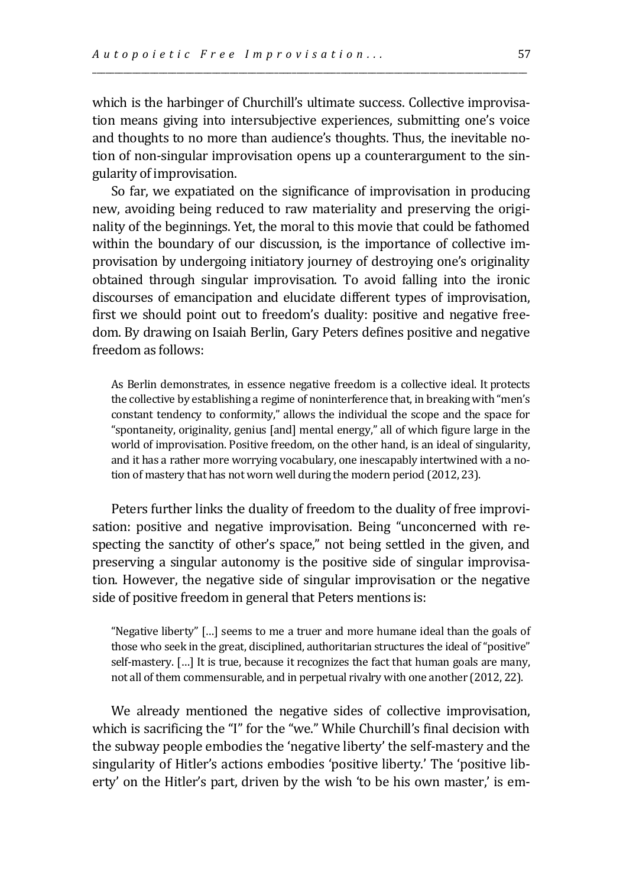which is the harbinger of Churchill's ultimate success. Collective improvisation means giving into intersubjective experiences, submitting one's voice and thoughts to no more than audience's thoughts. Thus, the inevitable notion of non-singular improvisation opens up a counterargument to the singularity of improvisation.

So far, we expatiated on the significance of improvisation in producing new, avoiding being reduced to raw materiality and preserving the originality of the beginnings. Yet, the moral to this movie that could be fathomed within the boundary of our discussion, is the importance of collective improvisation by undergoing initiatory journey of destroying one's originality obtained through singular improvisation. To avoid falling into the ironic discourses of emancipation and elucidate different types of improvisation, first we should point out to freedom's duality: positive and negative freedom. By drawing on Isaiah Berlin, Gary Peters defines positive and negative freedom as follows:

> As Berlin demonstrates, in essence negative freedom is a collective ideal. It protects the collective by establishing a regime of noninterference that, in breaking with "men's constant tendency to conformity," allows the individual the scope and the space for "spontaneity, originality, genius [and] mental energy," all of which figure large in the world of improvisation. Positive freedom, on the other hand, is an ideal of singularity, and it has a rather more worrying vocabulary, one inescapably intertwined with a notion of mastery that has not worn well during the modern period (2012, 23).

Peters further links the duality of freedom to the duality of free improvisation: positive and negative improvisation. Being "unconcerned with respecting the sanctity of other's space," not being settled in the given, and preserving a singular autonomy is the positive side of singular improvisation. However, the negative side of singular improvisation or the negative side of positive freedom in general that Peters mentions is:

> "Negative liberty" […] seems to me a truer and more humane ideal than the goals of those who seek in the great, disciplined, authoritarian structures the ideal of "positive" self-mastery. […] It is true, because it recognizes the fact that human goals are many, not all of them commensurable, and in perpetual rivalry with one another (2012, 22).

We already mentioned the negative sides of collective improvisation, which is sacrificing the "I" for the "we." While Churchill's final decision with the subway people embodies the 'negative liberty' the self-mastery and the singularity of Hitler's actions embodies 'positive liberty.' The 'positive liberty' on the Hitler's part, driven by the wish 'to be his own master,' is em-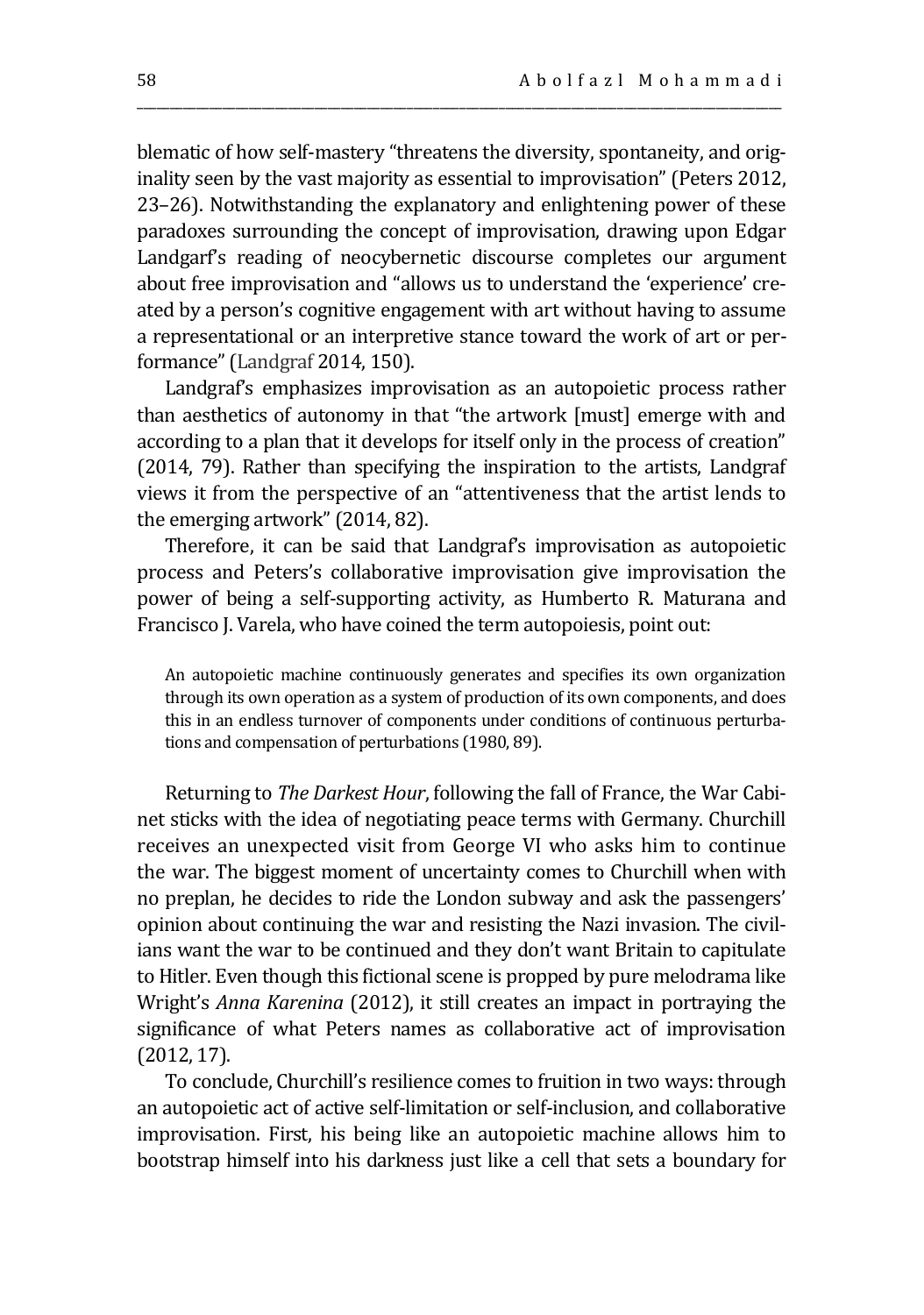blematic of how self-mastery "threatens the diversity, spontaneity, and originality seen by the vast majority as essential to improvisation" (Peters 2012, 23–26). Notwithstanding the explanatory and enlightening power of these paradoxes surrounding the concept of improvisation, drawing upon Edgar Landgarf's reading of neocybernetic discourse completes our argument about free improvisation and "allows us to understand the 'experience' created by a person's cognitive engagement with art without having to assume a representational or an interpretive stance toward the work of art or performance" (Landgraf 2014, 150).

Landgraf's emphasizes improvisation as an autopoietic process rather than aesthetics of autonomy in that "the artwork [must] emerge with and according to a plan that it develops for itself only in the process of creation" (2014, 79). Rather than specifying the inspiration to the artists, Landgraf views it from the perspective of an "attentiveness that the artist lends to the emerging artwork" (2014, 82).

Therefore, it can be said that Landgraf's improvisation as autopoietic process and Peters's collaborative improvisation give improvisation the power of being a self-supporting activity, as Humberto R. Maturana and Francisco J. Varela, who have coined the term autopoiesis, point out:

> An autopoietic machine continuously generates and specifies its own organization through its own operation as a system of production of its own components, and does this in an endless turnover of components under conditions of continuous perturbations and compensation of perturbations (1980, 89).

Returning to *The Darkest Hour*, following the fall of France, the War Cabinet sticks with the idea of negotiating peace terms with Germany. Churchill receives an unexpected visit from George VI who asks him to continue the war. The biggest moment of uncertainty comes to Churchill when with no preplan, he decides to ride the London subway and ask the passengers' opinion about continuing the war and resisting the Nazi invasion. The civilians want the war to be continued and they don't want Britain to capitulate to Hitler. Even though this fictional scene is propped by pure melodrama like Wright's *Anna Karenina* (2012), it still creates an impact in portraying the significance of what Peters names as collaborative act of improvisation (2012, 17).

To conclude, Churchill's resilience comes to fruition in two ways: through an autopoietic act of active self-limitation or self-inclusion, and collaborative improvisation. First, his being like an autopoietic machine allows him to bootstrap himself into his darkness just like a cell that sets a boundary for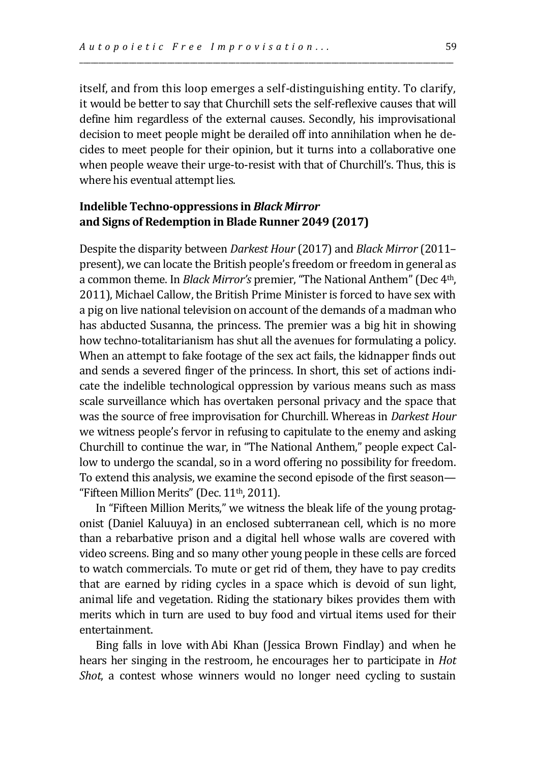itself, and from this loop emerges a self-distinguishing entity. To clarify, it would be better to say that Churchill sets the self-reflexive causes that will define him regardless of the external causes. Secondly, his improvisational decision to meet people might be derailed off into annihilation when he decides to meet people for their opinion, but it turns into a collaborative one when people weave their urge-to-resist with that of Churchill's. Thus, this is where his eventual attempt lies.

### Indelible Techno-oppressions in *Black Mirror* and Signs of Redemption in Blade Runner 2049 (2017)

Despite the disparity between *Darkest Hour* (2017) and *Black Mirror* (2011–present), we can locate the British people's freedom or freedom in general as a common theme. In *Black Mirror's* premier, "The National Anthem" (Dec 4th, 2011), Michael Callow, the British Prime Minister is forced to have sex with a pig on live national television on account of the demands of a madman who has abducted Susanna, the princess. The premier was a big hit in showing how techno-totalitarianism has shut all the avenues for formulating a policy. When an attempt to fake footage of the sex act fails, the kidnapper finds out and sends a severed finger of the princess. In short, this set of actions indicate the indelible technological oppression by various means such as mass scale surveillance which has overtaken personal privacy and the space that was the source of free improvisation for Churchill. Whereas in *Darkest Hour* we witness people's fervor in refusing to capitulate to the enemy and asking Churchill to continue the war, in "The National Anthem," people expect Callow to undergo the scandal, so in a word offering no possibility for freedom. To extend this analysis, we examine the second episode of the first season—"Fifteen Million Merits" (Dec. 11th, 2011).

In "Fifteen Million Merits," we witness the bleak life of the young protagonist (Daniel Kaluuya) in an enclosed subterranean cell, which is no more than a rebarbative prison and a digital hell whose walls are covered with video screens. Bing and so many other young people in these cells are forced to watch commercials. To mute or get rid of them, they have to pay credits that are earned by riding cycles in a space which is devoid of sun light, animal life and vegetation. Riding the stationary bikes provides them with merits which in turn are used to buy food and virtual items used for their entertainment.

Bing falls in love with Abi Khan (Jessica Brown Findlay) and when he hears her singing in the restroom, he encourages her to participate in *Hot Shot*, a contest whose winners would no longer need cycling to sustain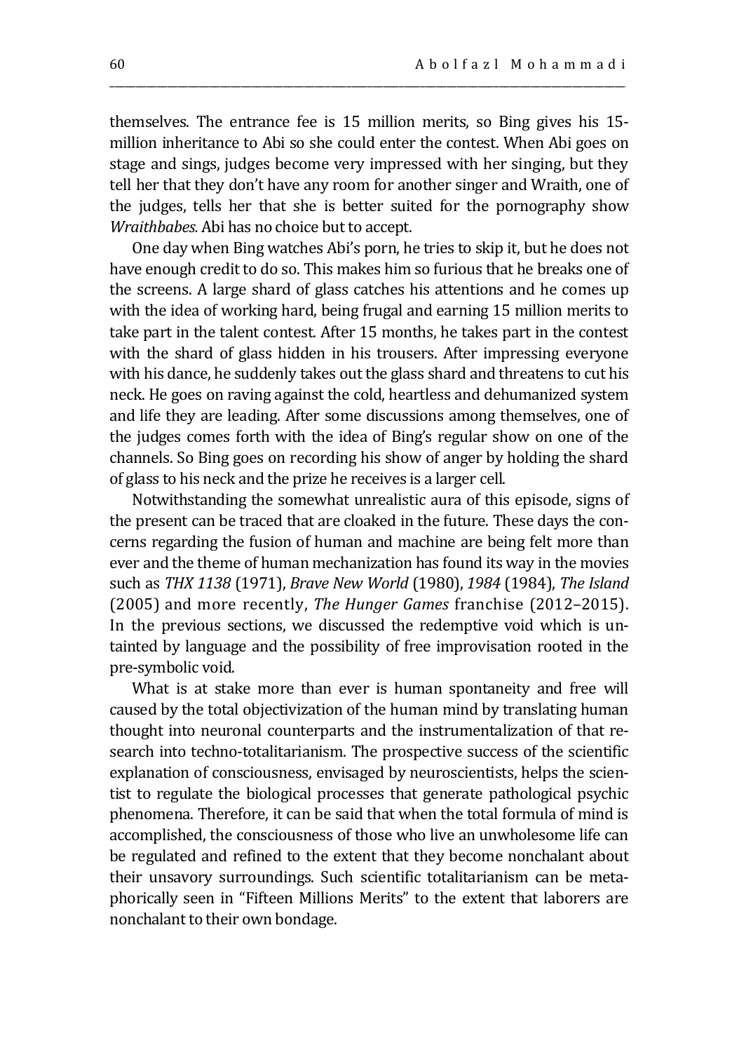themselves. The entrance fee is 15 million merits, so Bing gives his 15-million inheritance to Abi so she could enter the contest. When Abi goes on stage and sings, judges become very impressed with her singing, but they tell her that they don't have any room for another singer and Wraith, one of the judges, tells her that she is better suited for the pornography show *Wraithbabes.* Abi has no choice but to accept.

One day when Bing watches Abi's porn, he tries to skip it, but he does not have enough credit to do so. This makes him so furious that he breaks one of the screens. A large shard of glass catches his attentions and he comes up with the idea of working hard, being frugal and earning 15 million merits to take part in the talent contest. After 15 months, he takes part in the contest with the shard of glass hidden in his trousers. After impressing everyone with his dance, he suddenly takes out the glass shard and threatens to cut his neck. He goes on raving against the cold, heartless and dehumanized system and life they are leading. After some discussions among themselves, one of the judges comes forth with the idea of Bing's regular show on one of the channels. So Bing goes on recording his show of anger by holding the shard of glass to his neck and the prize he receives is a larger cell.

Notwithstanding the somewhat unrealistic aura of this episode, signs of the present can be traced that are cloaked in the future. These days the concerns regarding the fusion of human and machine are being felt more than ever and the theme of human mechanization has found its way in the movies such as *THX 1138* (1971), *Brave New World* (1980), *1984* (1984), *The Island* (2005) and more recently, *The Hunger Games* franchise (2012–2015). In the previous sections, we discussed the redemptive void which is untainted by language and the possibility of free improvisation rooted in the pre-symbolic void.

What is at stake more than ever is human spontaneity and free will caused by the total objectivization of the human mind by translating human thought into neuronal counterparts and the instrumentalization of that research into techno-totalitarianism. The prospective success of the scientific explanation of consciousness, envisaged by neuroscientists, helps the scientist to regulate the biological processes that generate pathological psychic phenomena. Therefore, it can be said that when the total formula of mind is accomplished, the consciousness of those who live an unwholesome life can be regulated and refined to the extent that they become nonchalant about their unsavory surroundings. Such scientific totalitarianism can be metaphorically seen in "Fifteen Millions Merits" to the extent that laborers are nonchalant to their own bondage.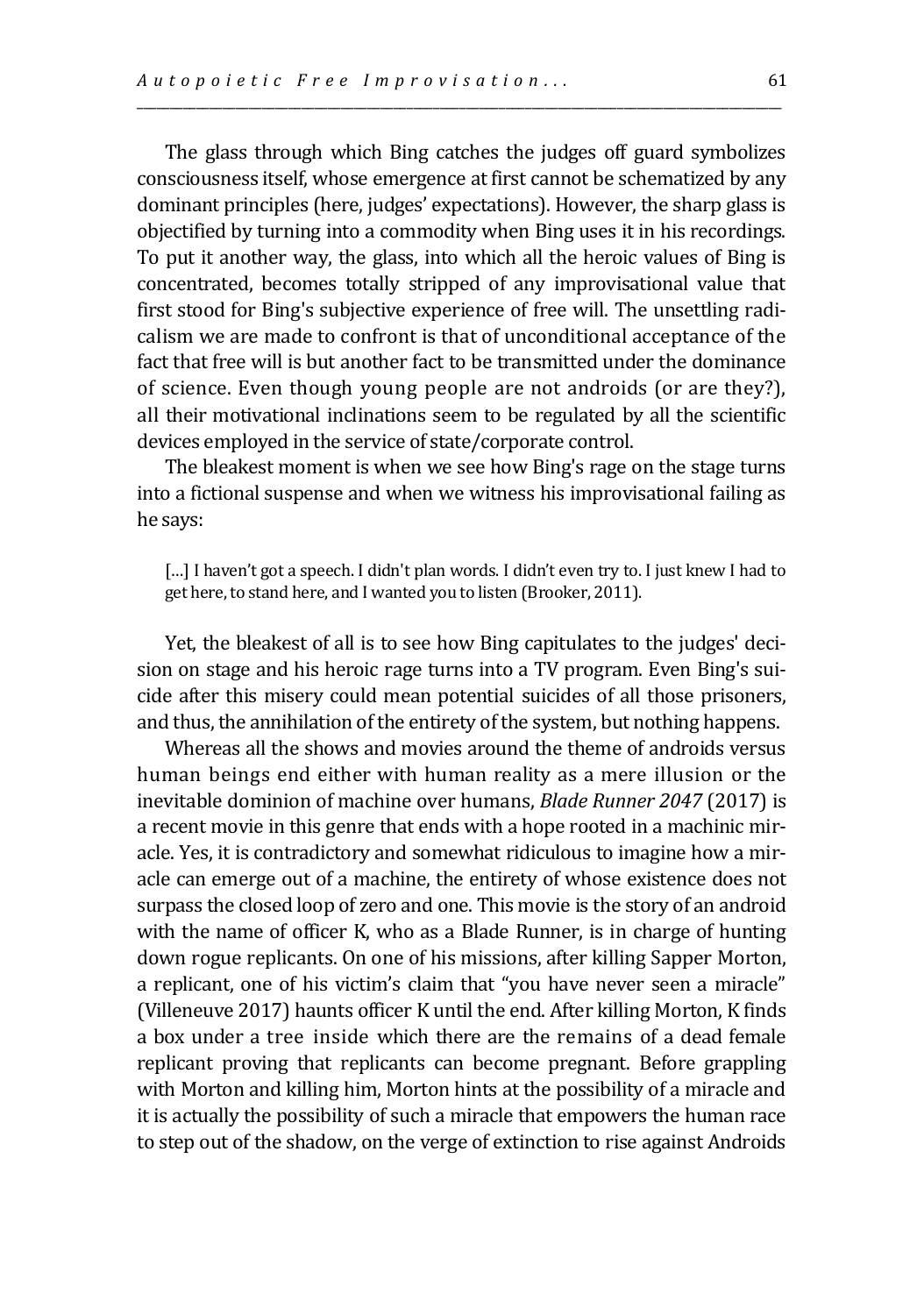The glass through which Bing catches the judges off guard symbolizes consciousness itself, whose emergence at first cannot be schematized by any dominant principles (here, judges' expectations). However, the sharp glass is objectified by turning into a commodity when Bing uses it in his recordings. To put it another way, the glass, into which all the heroic values of Bing is concentrated, becomes totally stripped of any improvisational value that first stood for Bing's subjective experience of free will. The unsettling radicalism we are made to confront is that of unconditional acceptance of the fact that free will is but another fact to be transmitted under the dominance of science. Even though young people are not androids (or are they?), all their motivational inclinations seem to be regulated by all the scientific devices employed in the service of state/corporate control.

The bleakest moment is when we see how Bing's rage on the stage turns into a fictional suspense and when we witness his improvisational failing as he says:

> […] I haven't got a speech. I didn't plan words. I didn't even try to. I just knew I had to get here, to stand here, and I wanted you to listen (Brooker, 2011).

Yet, the bleakest of all is to see how Bing capitulates to the judges' decision on stage and his heroic rage turns into a TV program. Even Bing's suicide after this misery could mean potential suicides of all those prisoners, and thus, the annihilation of the entirety of the system, but nothing happens.

Whereas all the shows and movies around the theme of androids versus human beings end either with human reality as a mere illusion or the inevitable dominion of machine over humans, *Blade Runner 2047* (2017) is a recent movie in this genre that ends with a hope rooted in a machinic miracle. Yes, it is contradictory and somewhat ridiculous to imagine how a miracle can emerge out of a machine, the entirety of whose existence does not surpass the closed loop of zero and one. This movie is the story of an android with the name of officer K, who as a Blade Runner, is in charge of hunting down rogue replicants. On one of his missions, after killing Sapper Morton, a replicant, one of his victim's claim that "you have never seen a miracle" (Villeneuve 2017) haunts officer K until the end. After killing Morton, K finds a box under a tree inside which there are the remains of a dead female replicant proving that replicants can become pregnant. Before grappling with Morton and killing him, Morton hints at the possibility of a miracle and it is actually the possibility of such a miracle that empowers the human race to step out of the shadow, on the verge of extinction to rise against Androids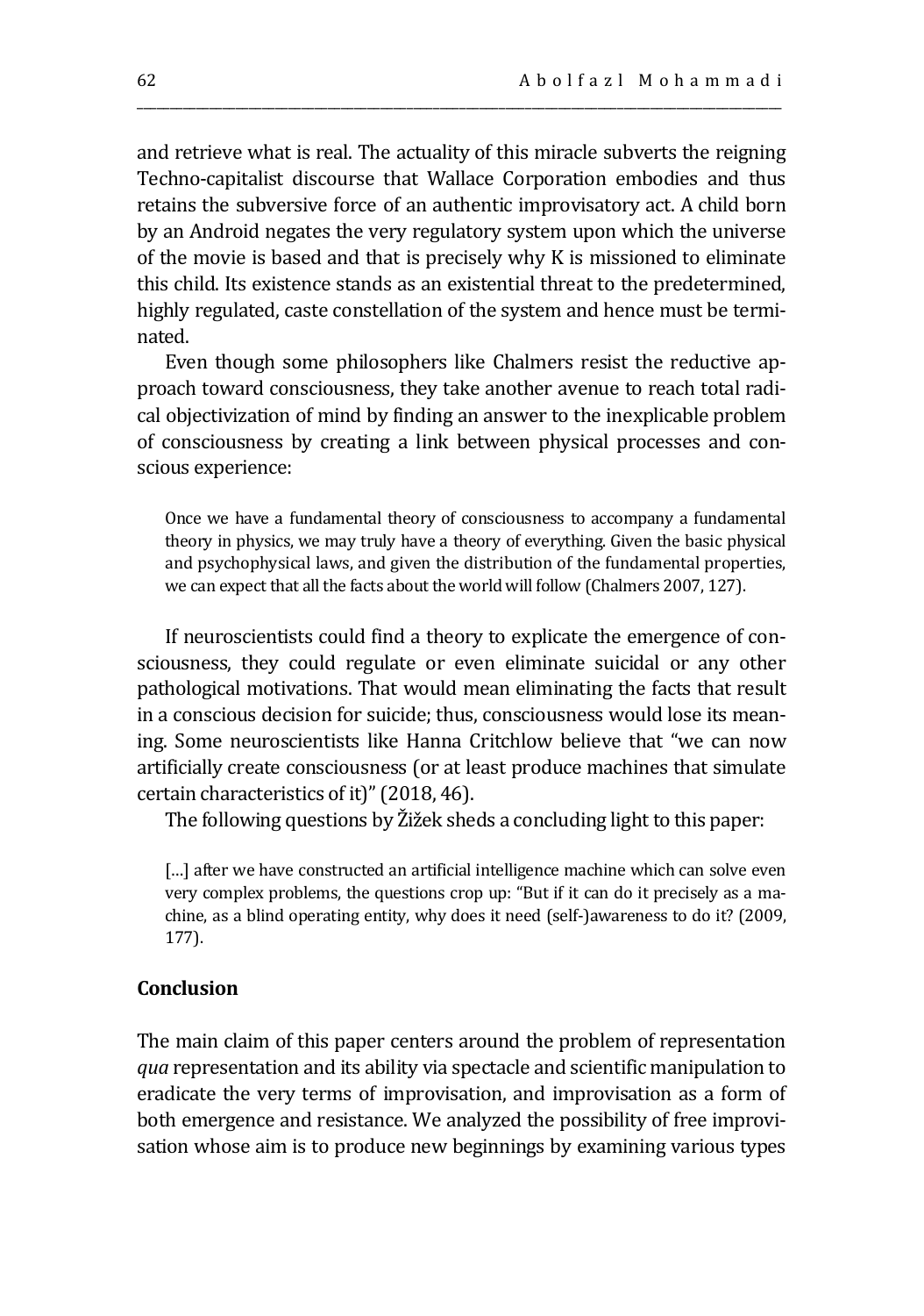and retrieve what is real. The actuality of this miracle subverts the reigning Techno-capitalist discourse that Wallace Corporation embodies and thus retains the subversive force of an authentic improvisatory act. A child born by an Android negates the very regulatory system upon which the universe of the movie is based and that is precisely why K is missioned to eliminate this child. Its existence stands as an existential threat to the predetermined, highly regulated, caste constellation of the system and hence must be terminated.

Even though some philosophers like Chalmers resist the reductive approach toward consciousness, they take another avenue to reach total radical objectivization of mind by finding an answer to the inexplicable problem of consciousness by creating a link between physical processes and conscious experience:

> Once we have a fundamental theory of consciousness to accompany a fundamental theory in physics, we may truly have a theory of everything. Given the basic physical and psychophysical laws, and given the distribution of the fundamental properties, we can expect that all the facts about the world will follow (Chalmers 2007, 127).

If neuroscientists could find a theory to explicate the emergence of consciousness, they could regulate or even eliminate suicidal or any other pathological motivations. That would mean eliminating the facts that result in a conscious decision for suicide; thus, consciousness would lose its meaning. Some neuroscientists like Hanna Critchlow believe that "we can now artificially create consciousness (or at least produce machines that simulate certain characteristics of it)" (2018, 46).

The following questions by Žižek sheds a concluding light to this paper:

> […] after we have constructed an artificial intelligence machine which can solve even very complex problems, the questions crop up: "But if it can do it precisely as a machine, as a blind operating entity, why does it need (self-)awareness to do it? (2009, 177).

## Conclusion

The main claim of this paper centers around the problem of representation *qua* representation and its ability via spectacle and scientific manipulation to eradicate the very terms of improvisation, and improvisation as a form of both emergence and resistance. We analyzed the possibility of free improvisation whose aim is to produce new beginnings by examining various types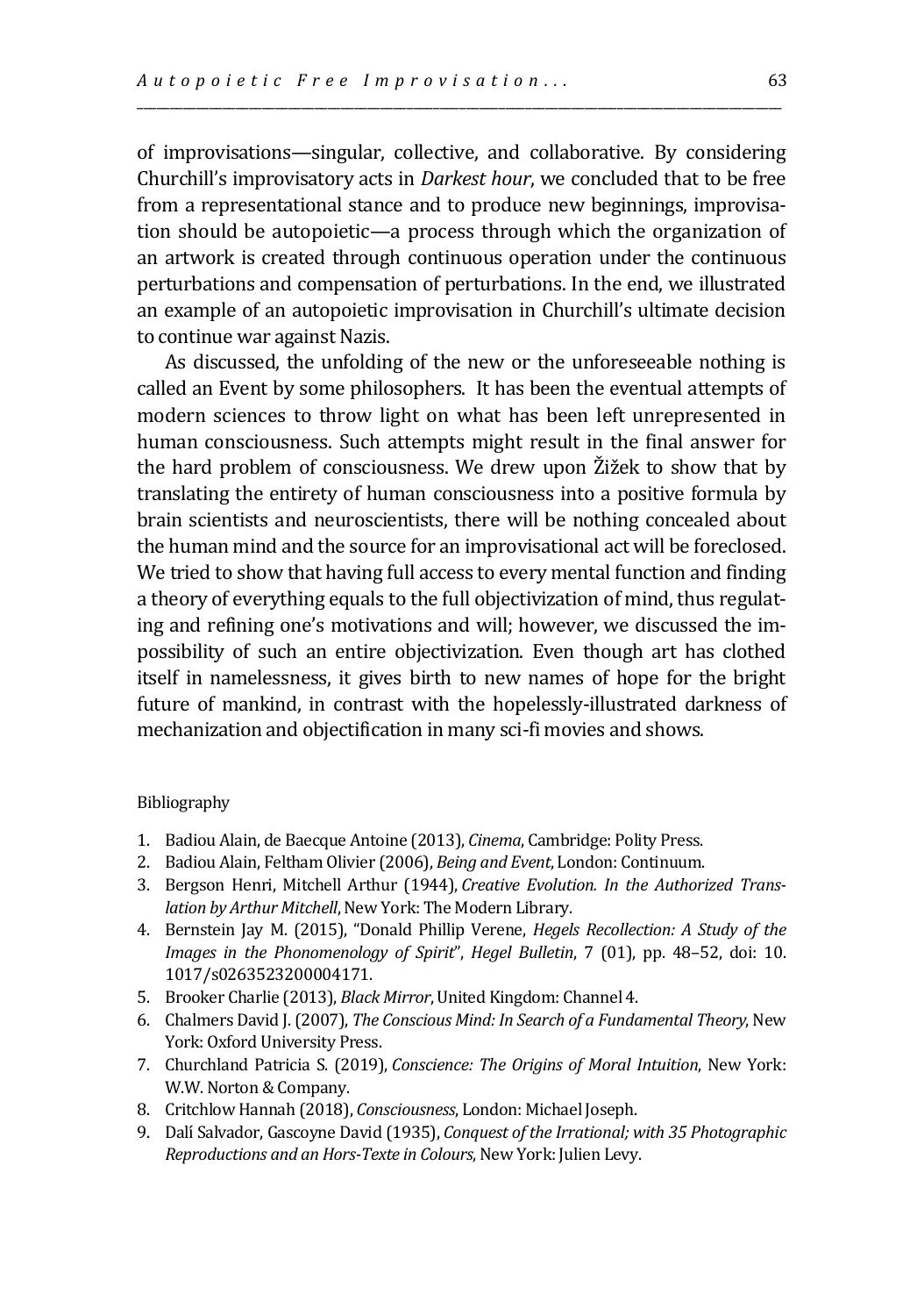of improvisations—singular, collective, and collaborative. By considering Churchill's improvisatory acts in *Darkest hour*, we concluded that to be free from a representational stance and to produce new beginnings, improvisation should be autopoietic—a process through which the organization of an artwork is created through continuous operation under the continuous perturbations and compensation of perturbations. In the end, we illustrated an example of an autopoietic improvisation in Churchill's ultimate decision to continue war against Nazis.

As discussed, the unfolding of the new or the unforeseeable nothing is called an Event by some philosophers. It has been the eventual attempts of modern sciences to throw light on what has been left unrepresented in human consciousness. Such attempts might result in the final answer for the hard problem of consciousness. We drew upon Žižek to show that by translating the entirety of human consciousness into a positive formula by brain scientists and neuroscientists, there will be nothing concealed about the human mind and the source for an improvisational act will be foreclosed. We tried to show that having full access to every mental function and finding a theory of everything equals to the full objectivization of mind, thus regulating and refining one's motivations and will; however, we discussed the impossibility of such an entire objectivization. Even though art has clothed itself in namelessness, it gives birth to new names of hope for the bright future of mankind, in contrast with the hopelessly-illustrated darkness of mechanization and objectification in many sci-fi movies and shows.

Bibliography

1. Badiou Alain, de Baecque Antoine (2013), *Cinema*, Cambridge: Polity Press.
2. Badiou Alain, Feltham Olivier (2006), *Being and Event*, London: Continuum.
3. Bergson Henri, Mitchell Arthur (1944), *Creative Evolution. In the Authorized Translation by Arthur Mitchell*, New York: The Modern Library.
4. Bernstein Jay M. (2015), "Donald Phillip Verene, *Hegels Recollection: A Study of the Images in the Phonomenology of Spirit*", *Hegel Bulletin*, 7 (01), pp. 48–52, doi: 10.1017/s0263523200004171.
5. Brooker Charlie (2013), *Black Mirror*, United Kingdom: Channel 4.
6. Chalmers David J. (2007), *The Conscious Mind: In Search of a Fundamental Theory*, New York: Oxford University Press.
7. Churchland Patricia S. (2019), *Conscience: The Origins of Moral Intuition*, New York: W.W. Norton & Company.
8. Critchlow Hannah (2018), *Consciousness*, London: Michael Joseph.
9. Dalí Salvador, Gascoyne David (1935), *Conquest of the Irrational; with 35 Photographic Reproductions and an Hors-Texte in Colours*, New York: Julien Levy.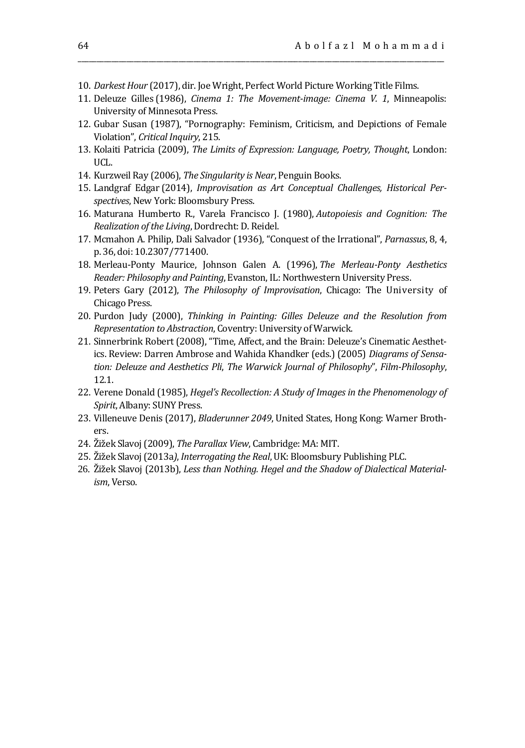10. *Darkest Hour* (2017), dir. Joe Wright, Perfect World Picture Working Title Films.
11. Deleuze Gilles (1986), *Cinema 1: The Movement-image: Cinema V. 1*, Minneapolis: University of Minnesota Press.
12. Gubar Susan (1987), "Pornography: Feminism, Criticism, and Depictions of Female Violation", *Critical Inquiry*, 215.
13. Kolaiti Patricia (2009), *The Limits of Expression: Language, Poetry, Thought*, London: UCL.
14. Kurzweil Ray (2006), *The Singularity is Near*, Penguin Books.
15. Landgraf Edgar (2014), *Improvisation as Art Conceptual Challenges, Historical Perspectives*, New York: Bloomsbury Press.
16. Maturana Humberto R., Varela Francisco J. (1980), *Autopoiesis and Cognition: The Realization of the Living*, Dordrecht: D. Reidel.
17. Mcmahon A. Philip, Dali Salvador (1936), "Conquest of the Irrational", *Parnassus*, 8, 4, p. 36, doi: 10.2307/771400.
18. Merleau-Ponty Maurice, Johnson Galen A. (1996), *The Merleau-Ponty Aesthetics Reader: Philosophy and Painting*, Evanston, IL: Northwestern University Press.
19. Peters Gary (2012), *The Philosophy of Improvisation*, Chicago: The University of Chicago Press.
20. Purdon Judy (2000), *Thinking in Painting: Gilles Deleuze and the Resolution from Representation to Abstraction*, Coventry: University of Warwick.
21. Sinnerbrink Robert (2008), "Time, Affect, and the Brain: Deleuze's Cinematic Aesthetics. Review: Darren Ambrose and Wahida Khandker (eds.) (2005) *Diagrams of Sensation: Deleuze and Aesthetics Pli*, *The Warwick Journal of Philosophy*", *Film-Philosophy*, 12.1.
22. Verene Donald (1985), *Hegel's Recollection: A Study of Images in the Phenomenology of Spirit*, Albany: SUNY Press.
23. Villeneuve Denis (2017), *Bladerunner 2049*, United States, Hong Kong: Warner Brothers.
24. Žižek Slavoj (2009), *The Parallax View*, Cambridge: MA: MIT.
25. Žižek Slavoj (2013a), *Interrogating the Real*, UK: Bloomsbury Publishing PLC.
26. Žižek Slavoj (2013b), *Less than Nothing. Hegel and the Shadow of Dialectical Materialism*, Verso.